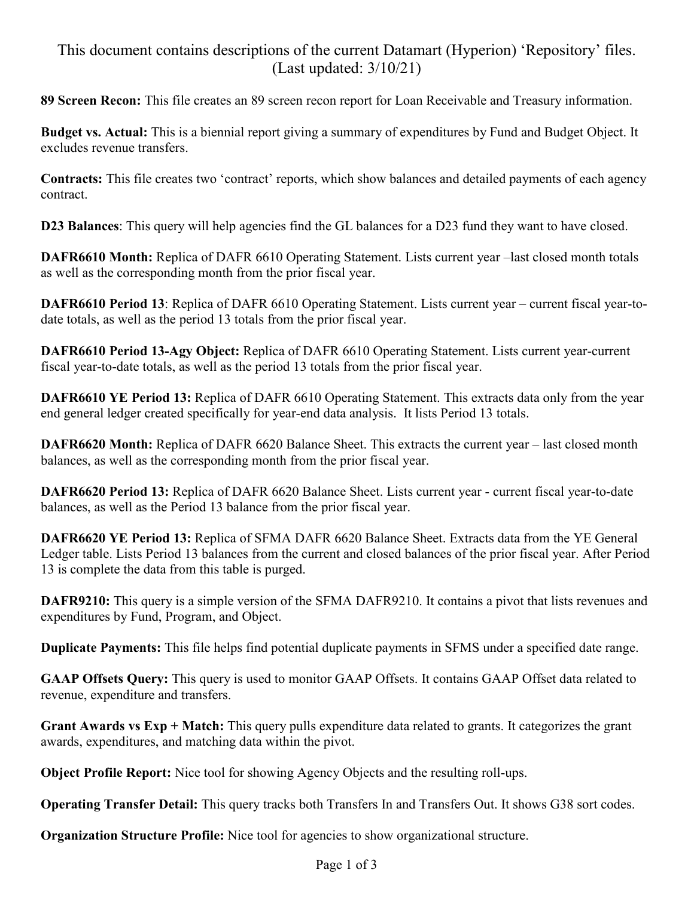This document contains descriptions of the current Datamart (Hyperion) 'Repository' files. (Last updated: 3/10/21)

**89 Screen Recon:** This file creates an 89 screen recon report for Loan Receivable and Treasury information.

**Budget vs. Actual:** This is a biennial report giving a summary of expenditures by Fund and Budget Object. It excludes revenue transfers.

**Contracts:** This file creates two 'contract' reports, which show balances and detailed payments of each agency contract.

**D23 Balances**: This query will help agencies find the GL balances for a D23 fund they want to have closed.

**DAFR6610 Month:** Replica of DAFR 6610 Operating Statement. Lists current year –last closed month totals as well as the corresponding month from the prior fiscal year.

**DAFR6610 Period 13**: Replica of DAFR 6610 Operating Statement. Lists current year – current fiscal year-to-date totals, as well as the period 13 totals from the prior fiscal year.

**DAFR6610 Period 13-Agy Object:** Replica of DAFR 6610 Operating Statement. Lists current year-current fiscal year-to-date totals, as well as the period 13 totals from the prior fiscal year.

**DAFR6610 YE Period 13:** Replica of DAFR 6610 Operating Statement. This extracts data only from the year end general ledger created specifically for year-end data analysis. It lists Period 13 totals.

**DAFR6620 Month:** Replica of DAFR 6620 Balance Sheet. This extracts the current year – last closed month balances, as well as the corresponding month from the prior fiscal year.

**DAFR6620 Period 13:** Replica of DAFR 6620 Balance Sheet. Lists current year - current fiscal year-to-date balances, as well as the Period 13 balance from the prior fiscal year.

**DAFR6620 YE Period 13:** Replica of SFMA DAFR 6620 Balance Sheet. Extracts data from the YE General Ledger table. Lists Period 13 balances from the current and closed balances of the prior fiscal year. After Period 13 is complete the data from this table is purged.

**DAFR9210:** This query is a simple version of the SFMA DAFR9210. It contains a pivot that lists revenues and expenditures by Fund, Program, and Object.

**Duplicate Payments:** This file helps find potential duplicate payments in SFMS under a specified date range.

**GAAP Offsets Query:** This query is used to monitor GAAP Offsets. It contains GAAP Offset data related to revenue, expenditure and transfers.

**Grant Awards vs Exp + Match:** This query pulls expenditure data related to grants. It categorizes the grant awards, expenditures, and matching data within the pivot.

**Object Profile Report:** Nice tool for showing Agency Objects and the resulting roll-ups.

**Operating Transfer Detail:** This query tracks both Transfers In and Transfers Out. It shows G38 sort codes.

**Organization Structure Profile:** Nice tool for agencies to show organizational structure.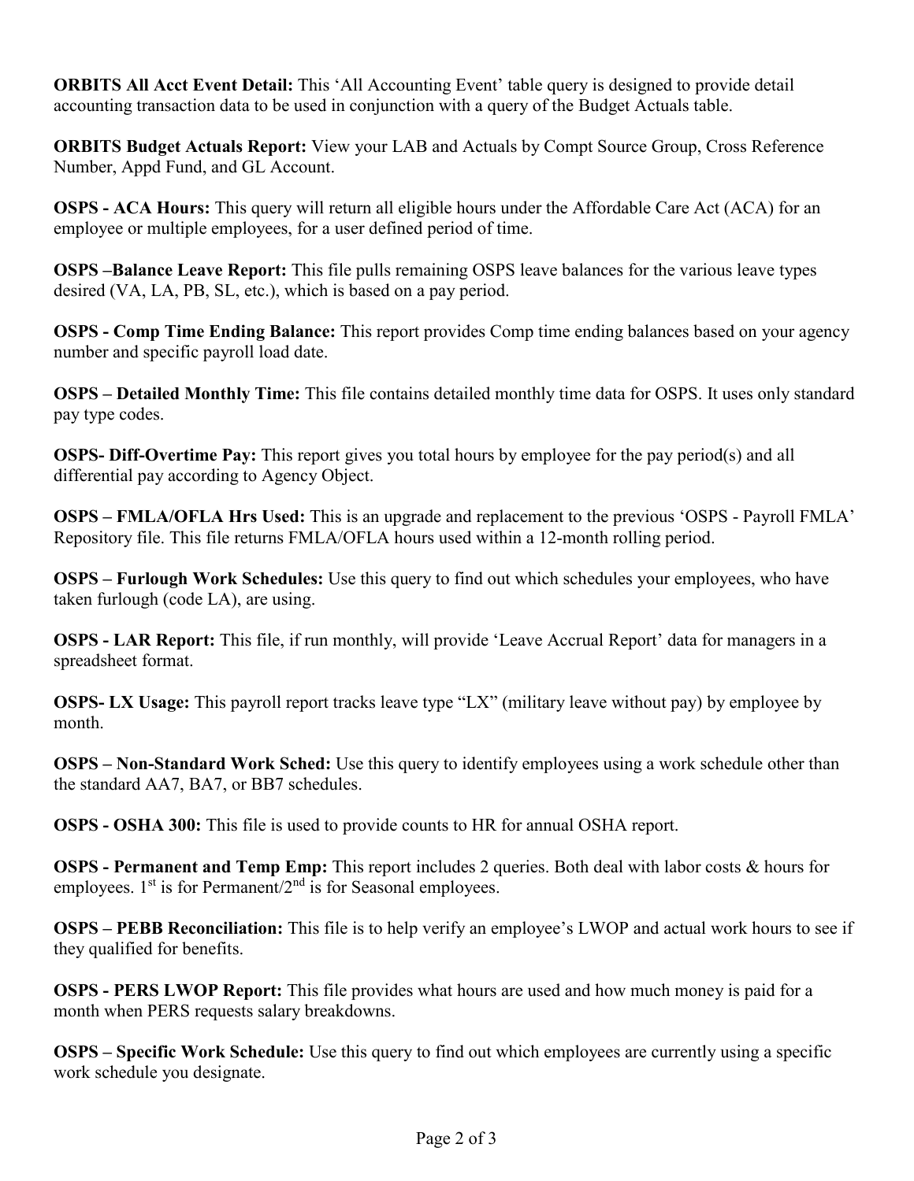**ORBITS All Acct Event Detail:** This 'All Accounting Event' table query is designed to provide detail accounting transaction data to be used in conjunction with a query of the Budget Actuals table.

**ORBITS Budget Actuals Report:** View your LAB and Actuals by Compt Source Group, Cross Reference Number, Appd Fund, and GL Account.

**OSPS - ACA Hours:** This query will return all eligible hours under the Affordable Care Act (ACA) for an employee or multiple employees, for a user defined period of time.

**OSPS –Balance Leave Report:** This file pulls remaining OSPS leave balances for the various leave types desired (VA, LA, PB, SL, etc.), which is based on a pay period.

**OSPS - Comp Time Ending Balance:** This report provides Comp time ending balances based on your agency number and specific payroll load date.

**OSPS – Detailed Monthly Time:** This file contains detailed monthly time data for OSPS. It uses only standard pay type codes.

**OSPS- Diff-Overtime Pay:** This report gives you total hours by employee for the pay period(s) and all differential pay according to Agency Object.

**OSPS – FMLA/OFLA Hrs Used:** This is an upgrade and replacement to the previous 'OSPS - Payroll FMLA' Repository file. This file returns FMLA/OFLA hours used within a 12-month rolling period.

**OSPS – Furlough Work Schedules:** Use this query to find out which schedules your employees, who have taken furlough (code LA), are using.

**OSPS - LAR Report:** This file, if run monthly, will provide 'Leave Accrual Report' data for managers in a spreadsheet format.

**OSPS- LX Usage:** This payroll report tracks leave type "LX" (military leave without pay) by employee by month.

**OSPS – Non-Standard Work Sched:** Use this query to identify employees using a work schedule other than the standard AA7, BA7, or BB7 schedules.

**OSPS - OSHA 300:** This file is used to provide counts to HR for annual OSHA report.

**OSPS - Permanent and Temp Emp:** This report includes 2 queries. Both deal with labor costs & hours for employees. 1st is for Permanent/2nd is for Seasonal employees.

**OSPS – PEBB Reconciliation:** This file is to help verify an employee's LWOP and actual work hours to see if they qualified for benefits.

**OSPS - PERS LWOP Report:** This file provides what hours are used and how much money is paid for a month when PERS requests salary breakdowns.

**OSPS – Specific Work Schedule:** Use this query to find out which employees are currently using a specific work schedule you designate.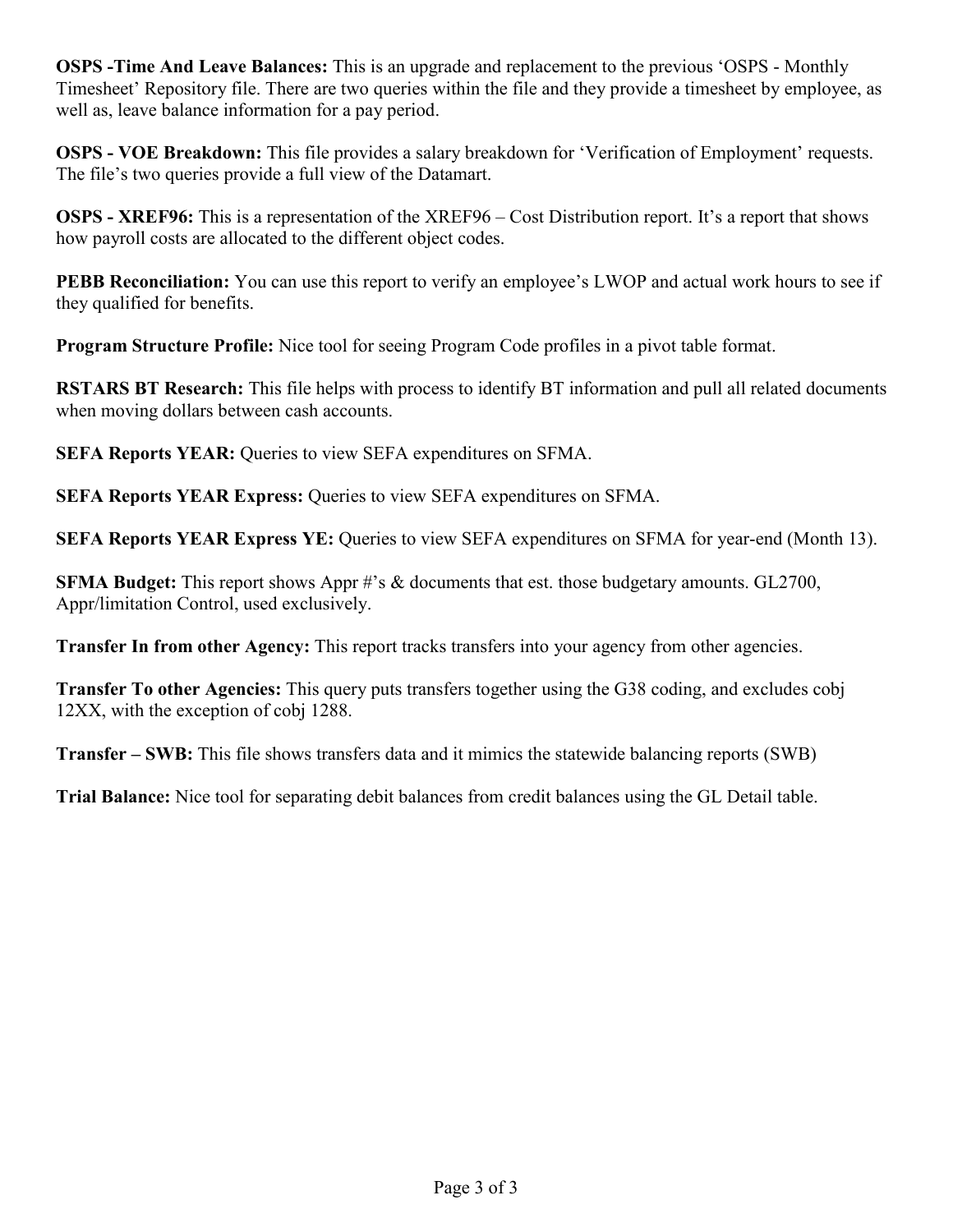**OSPS -Time And Leave Balances:** This is an upgrade and replacement to the previous 'OSPS - Monthly Timesheet' Repository file. There are two queries within the file and they provide a timesheet by employee, as well as, leave balance information for a pay period.

**OSPS - VOE Breakdown:** This file provides a salary breakdown for 'Verification of Employment' requests. The file's two queries provide a full view of the Datamart.

**OSPS - XREF96:** This is a representation of the XREF96 – Cost Distribution report. It's a report that shows how payroll costs are allocated to the different object codes.

**PEBB Reconciliation:** You can use this report to verify an employee's LWOP and actual work hours to see if they qualified for benefits.

**Program Structure Profile:** Nice tool for seeing Program Code profiles in a pivot table format.

**RSTARS BT Research:** This file helps with process to identify BT information and pull all related documents when moving dollars between cash accounts.

**SEFA Reports YEAR:** Queries to view SEFA expenditures on SFMA.

**SEFA Reports YEAR Express:** Queries to view SEFA expenditures on SFMA.

**SEFA Reports YEAR Express YE:** Queries to view SEFA expenditures on SFMA for year-end (Month 13).

**SFMA Budget:** This report shows Appr #'s & documents that est. those budgetary amounts. GL2700, Appr/limitation Control, used exclusively.

**Transfer In from other Agency:** This report tracks transfers into your agency from other agencies.

**Transfer To other Agencies:** This query puts transfers together using the G38 coding, and excludes cobj 12XX, with the exception of cobj 1288.

**Transfer – SWB:** This file shows transfers data and it mimics the statewide balancing reports (SWB)

**Trial Balance:** Nice tool for separating debit balances from credit balances using the GL Detail table.